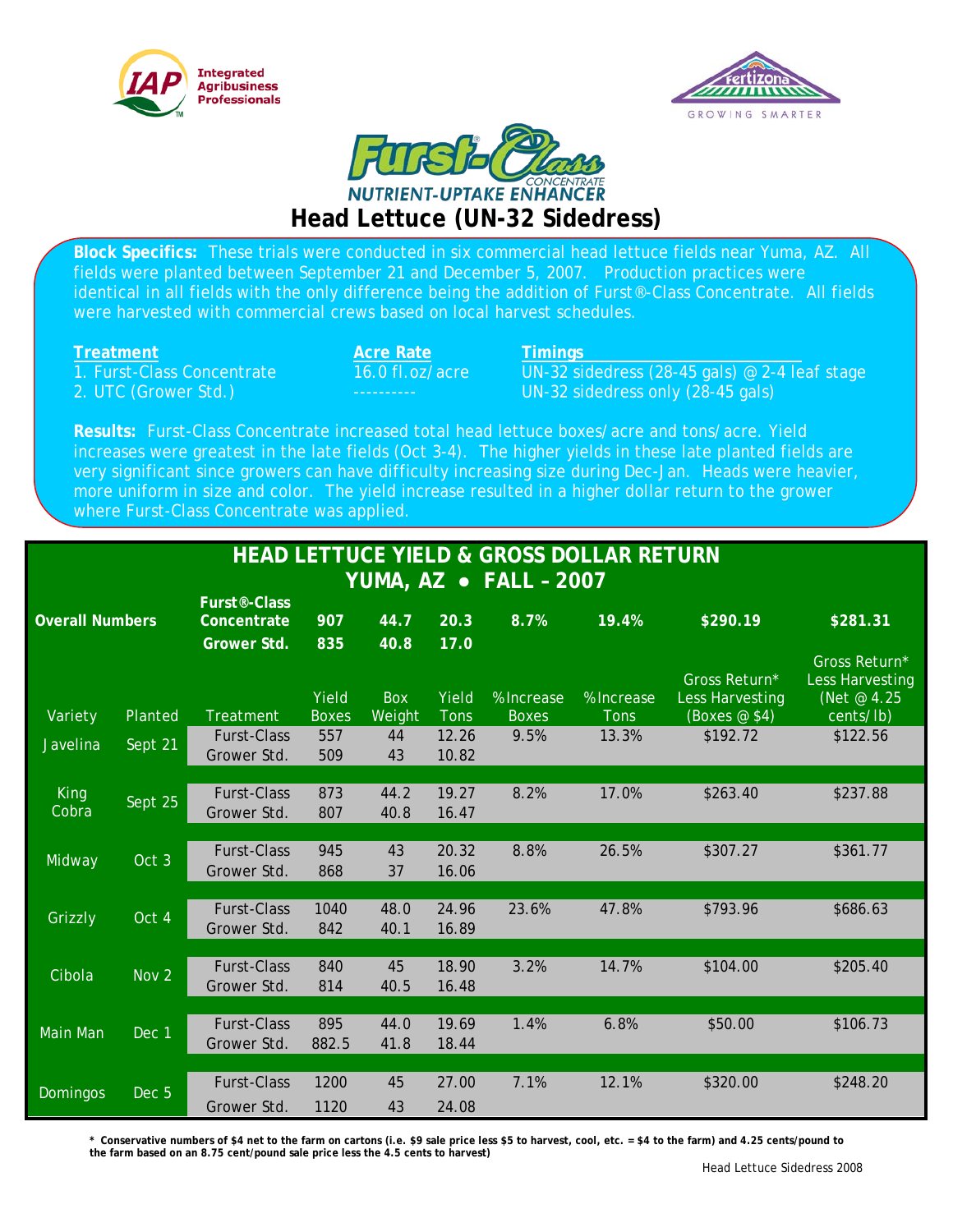Integrated Agribusiness Professionals

Fertizona GROWING SMARTER

# Furst-Class CONCENTRATE NUTRIENT-UPTAKE ENHANCER

## Head Lettuce (UN-32 Sidedress)

**Block Specifics:** These trials were conducted in six commercial head lettuce fields near Yuma, AZ. All fields were planted between September 21 and December 5, 2007. Production practices were identical in all fields with the only difference being the addition of Furst®-Class Concentrate. All fields were harvested with commercial crews based on local harvest schedules.

| Treatment | Acre Rate | Timings |
|---|---|---|
| 1. Furst-Class Concentrate | 16.0 fl.oz/acre | UN-32 sidedress (28-45 gals) @ 2-4 leaf stage |
| 2. UTC (Grower Std.) | ---------- | UN-32 sidedress only (28-45 gals) |

**Results:** Furst-Class Concentrate increased total head lettuce boxes/acre and tons/acre. Yield increases were greatest in the late fields (Oct 3-4). The higher yields in these late planted fields are very significant since growers can have difficulty increasing size during Dec-Jan. Heads were heavier, more uniform in size and color. The yield increase resulted in a higher dollar return to the grower where Furst-Class Concentrate was applied.

### HEAD LETTUCE YIELD & GROSS DOLLAR RETURN
### YUMA, AZ • FALL – 2007

| Variety | Planted | Treatment | Yield Boxes | Box Weight | Yield Tons | %Increase Boxes | %Increase Tons | Gross Return* Less Harvesting (Boxes @ $4) | Gross Return* Less Harvesting (Net @ 4.25 cents/lb) |
|---|---|---|---|---|---|---|---|---|---|
| **Overall Numbers** | | **Furst®-Class Concentrate** | **907** | **44.7** | **20.3** | **8.7%** | **19.4%** | **$290.19** | **$281.31** |
| | | **Grower Std.** | **835** | **40.8** | **17.0** | | | | |
| Javelina | Sept 21 | Furst-Class | 557 | 44 | 12.26 | 9.5% | 13.3% | $192.72 | $122.56 |
| | | Grower Std. | 509 | 43 | 10.82 | | | | |
| King Cobra | Sept 25 | Furst-Class | 873 | 44.2 | 19.27 | 8.2% | 17.0% | $263.40 | $237.88 |
| | | Grower Std. | 807 | 40.8 | 16.47 | | | | |
| Midway | Oct 3 | Furst-Class | 945 | 43 | 20.32 | 8.8% | 26.5% | $307.27 | $361.77 |
| | | Grower Std. | 868 | 37 | 16.06 | | | | |
| Grizzly | Oct 4 | Furst-Class | 1040 | 48.0 | 24.96 | 23.6% | 47.8% | $793.96 | $686.63 |
| | | Grower Std. | 842 | 40.1 | 16.89 | | | | |
| Cibola | Nov 2 | Furst-Class | 840 | 45 | 18.90 | 3.2% | 14.7% | $104.00 | $205.40 |
| | | Grower Std. | 814 | 40.5 | 16.48 | | | | |
| Main Man | Dec 1 | Furst-Class | 895 | 44.0 | 19.69 | 1.4% | 6.8% | $50.00 | $106.73 |
| | | Grower Std. | 882.5 | 41.8 | 18.44 | | | | |
| Domingos | Dec 5 | Furst-Class | 1200 | 45 | 27.00 | 7.1% | 12.1% | $320.00 | $248.20 |
| | | Grower Std. | 1120 | 43 | 24.08 | | | | |

**\* Conservative numbers of $4 net to the farm on cartons (i.e. $9 sale price less $5 to harvest, cool, etc. = $4 to the farm) and 4.25 cents/pound to the farm based on an 8.75 cent/pound sale price less the 4.5 cents to harvest)**

Head Lettuce Sidedress 2008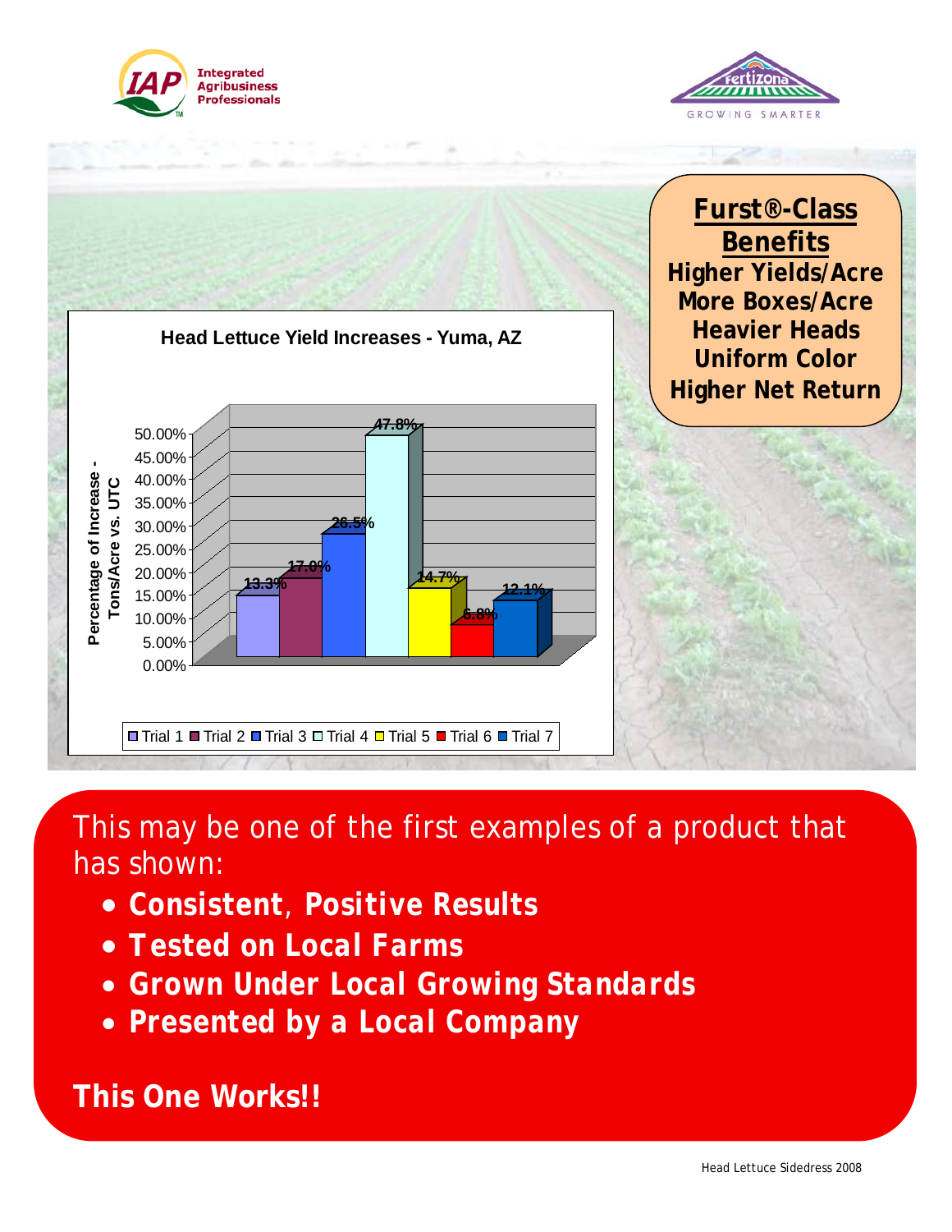Integrated Agribusiness Professionals

Fertizona GROWING SMARTER

Head Lettuce Yield Increases - Yuma, AZ

Percentage of Increase - Tons/Acre vs. UTC

50.00%
45.00%
40.00%
35.00%
30.00%
25.00%
20.00%
15.00%
10.00%
5.00%
0.00%

13.3%
17.0%
26.5%
47.8%
14.7%
6.8%
12.1%

Trial 1 Trial 2 Trial 3 Trial 4 Trial 5 Trial 6 Trial 7

## Furst®-Class Benefits

**Higher Yields/Acre**
**More Boxes/Acre**
**Heavier Heads**
**Uniform Color**
**Higher Net Return**

This may be one of the first examples of a product that has shown:

- **Consistent, Positive Results**
- **Tested on Local Farms**
- **Grown Under Local Growing Standards**
- **Presented by a Local Company**

**This One Works!!**

Head Lettuce Sidedress 2008